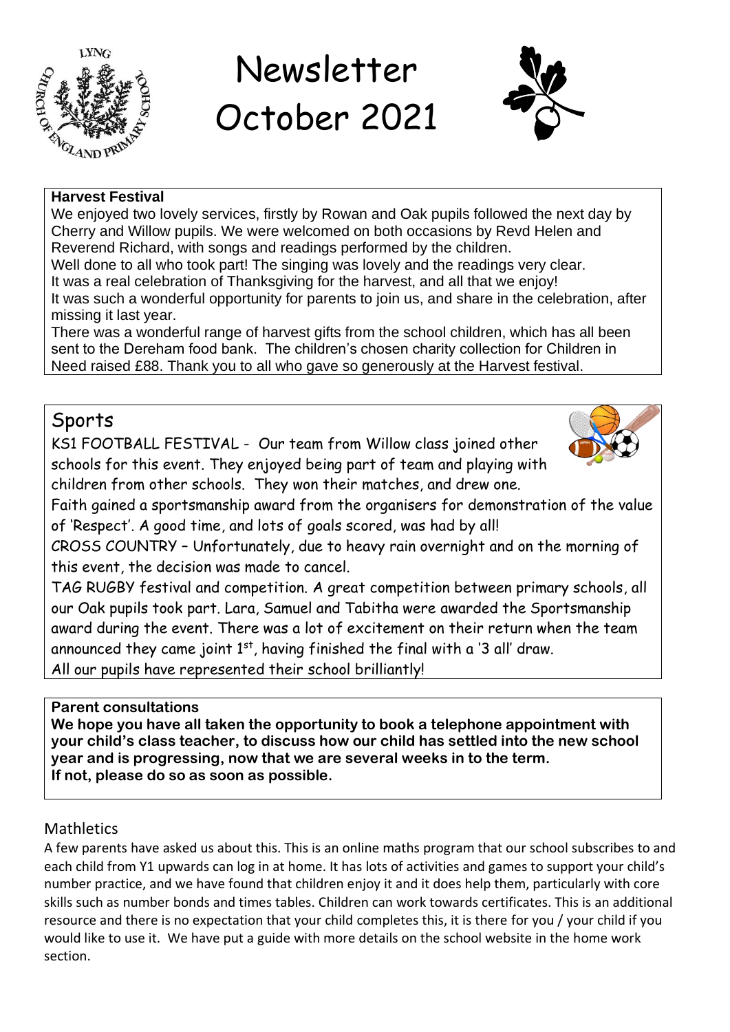# Newsletter October 2021

### Harvest Festival

We enjoyed two lovely services, firstly by Rowan and Oak pupils followed the next day by Cherry and Willow pupils. We were welcomed on both occasions by Revd Helen and Reverend Richard, with songs and readings performed by the children.
Well done to all who took part! The singing was lovely and the readings very clear.
It was a real celebration of Thanksgiving for the harvest, and all that we enjoy!
It was such a wonderful opportunity for parents to join us, and share in the celebration, after missing it last year.
There was a wonderful range of harvest gifts from the school children, which has all been sent to the Dereham food bank. The children's chosen charity collection for Children in Need raised £88. Thank you to all who gave so generously at the Harvest festival.

## Sports

KS1 FOOTBALL FESTIVAL - Our team from Willow class joined other schools for this event. They enjoyed being part of team and playing with children from other schools. They won their matches, and drew one.
Faith gained a sportsmanship award from the organisers for demonstration of the value of 'Respect'. A good time, and lots of goals scored, was had by all!
CROSS COUNTRY – Unfortunately, due to heavy rain overnight and on the morning of this event, the decision was made to cancel.
TAG RUGBY festival and competition. A great competition between primary schools, all our Oak pupils took part. Lara, Samuel and Tabitha were awarded the Sportsmanship award during the event. There was a lot of excitement on their return when the team announced they came joint 1st, having finished the final with a '3 all' draw.
All our pupils have represented their school brilliantly!

### Parent consultations

**We hope you have all taken the opportunity to book a telephone appointment with your child's class teacher, to discuss how our child has settled into the new school year and is progressing, now that we are several weeks in to the term.**
**If not, please do so as soon as possible.**

## Mathletics

A few parents have asked us about this. This is an online maths program that our school subscribes to and each child from Y1 upwards can log in at home. It has lots of activities and games to support your child's number practice, and we have found that children enjoy it and it does help them, particularly with core skills such as number bonds and times tables. Children can work towards certificates. This is an additional resource and there is no expectation that your child completes this, it is there for you / your child if you would like to use it. We have put a guide with more details on the school website in the home work section.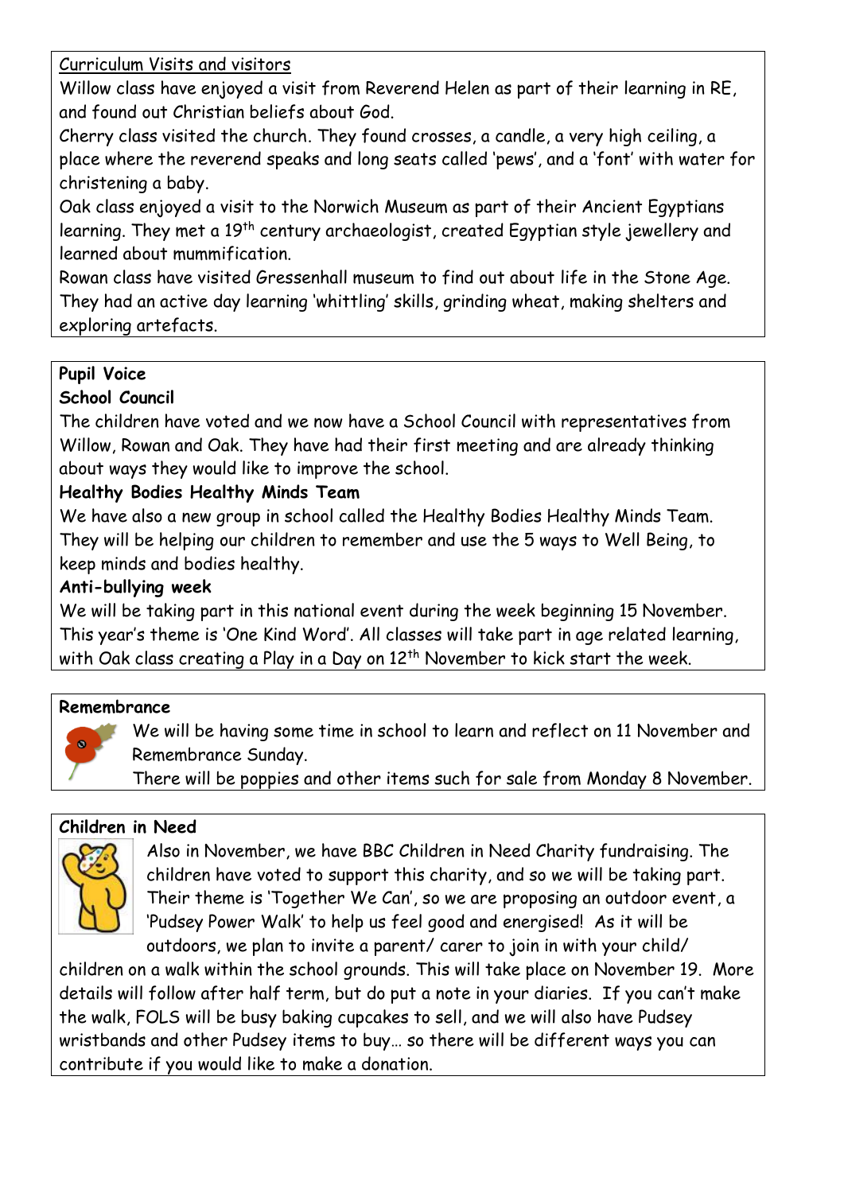## Curriculum Visits and visitors

Willow class have enjoyed a visit from Reverend Helen as part of their learning in RE, and found out Christian beliefs about God.

Cherry class visited the church. They found crosses, a candle, a very high ceiling, a place where the reverend speaks and long seats called 'pews', and a 'font' with water for christening a baby.

Oak class enjoyed a visit to the Norwich Museum as part of their Ancient Egyptians learning. They met a 19th century archaeologist, created Egyptian style jewellery and learned about mummification.

Rowan class have visited Gressenhall museum to find out about life in the Stone Age. They had an active day learning 'whittling' skills, grinding wheat, making shelters and exploring artefacts.

## Pupil Voice

### School Council

The children have voted and we now have a School Council with representatives from Willow, Rowan and Oak. They have had their first meeting and are already thinking about ways they would like to improve the school.

### Healthy Bodies Healthy Minds Team

We have also a new group in school called the Healthy Bodies Healthy Minds Team. They will be helping our children to remember and use the 5 ways to Well Being, to keep minds and bodies healthy.

### Anti-bullying week

We will be taking part in this national event during the week beginning 15 November. This year's theme is 'One Kind Word'. All classes will take part in age related learning, with Oak class creating a Play in a Day on 12th November to kick start the week.

## Remembrance

We will be having some time in school to learn and reflect on 11 November and Remembrance Sunday.

There will be poppies and other items such for sale from Monday 8 November.

## Children in Need

Also in November, we have BBC Children in Need Charity fundraising. The children have voted to support this charity, and so we will be taking part. Their theme is 'Together We Can', so we are proposing an outdoor event, a 'Pudsey Power Walk' to help us feel good and energised! As it will be outdoors, we plan to invite a parent/ carer to join in with your child/ children on a walk within the school grounds. This will take place on November 19. More details will follow after half term, but do put a note in your diaries. If you can't make the walk, FOLS will be busy baking cupcakes to sell, and we will also have Pudsey wristbands and other Pudsey items to buy… so there will be different ways you can contribute if you would like to make a donation.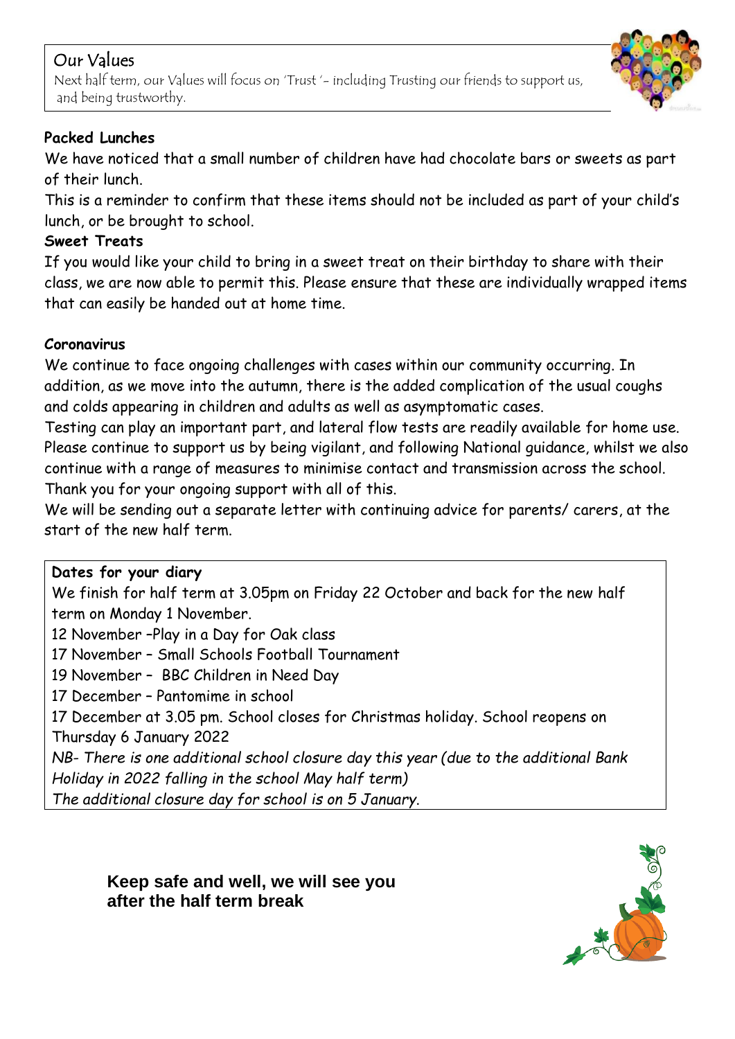## Our Values

Next half term, our Values will focus on 'Trust '- including Trusting our friends to support us, and being trustworthy.

**Packed Lunches**

We have noticed that a small number of children have had chocolate bars or sweets as part of their lunch.

This is a reminder to confirm that these items should not be included as part of your child's lunch, or be brought to school.

**Sweet Treats**

If you would like your child to bring in a sweet treat on their birthday to share with their class, we are now able to permit this. Please ensure that these are individually wrapped items that can easily be handed out at home time.

**Coronavirus**

We continue to face ongoing challenges with cases within our community occurring. In addition, as we move into the autumn, there is the added complication of the usual coughs and colds appearing in children and adults as well as asymptomatic cases.

Testing can play an important part, and lateral flow tests are readily available for home use. Please continue to support us by being vigilant, and following National guidance, whilst we also continue with a range of measures to minimise contact and transmission across the school. Thank you for your ongoing support with all of this.

We will be sending out a separate letter with continuing advice for parents/ carers, at the start of the new half term.

**Dates for your diary**

We finish for half term at 3.05pm on Friday 22 October and back for the new half term on Monday 1 November.

12 November –Play in a Day for Oak class

17 November – Small Schools Football Tournament

19 November – BBC Children in Need Day

17 December – Pantomime in school

17 December at 3.05 pm. School closes for Christmas holiday. School reopens on Thursday 6 January 2022

*NB- There is one additional school closure day this year (due to the additional Bank Holiday in 2022 falling in the school May half term)*

*The additional closure day for school is on 5 January.*

**Keep safe and well, we will see you after the half term break**